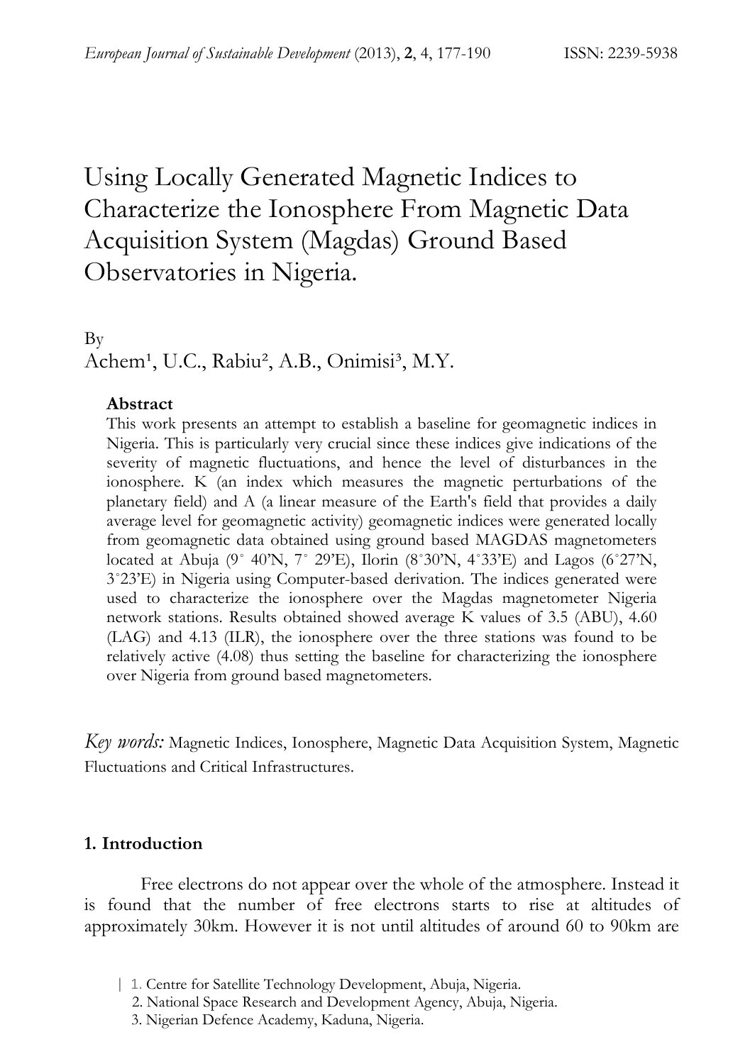# Using Locally Generated Magnetic Indices to Characterize the Ionosphere From Magnetic Data Acquisition System (Magdas) Ground Based Observatories in Nigeria.

By

Achem[1], U.C., Rabiu[2], A.B., Onimisi[3], M.Y.

**Abstract**

This work presents an attempt to establish a baseline for geomagnetic indices in Nigeria. This is particularly very crucial since these indices give indications of the severity of magnetic fluctuations, and hence the level of disturbances in the ionosphere. K (an index which measures the magnetic perturbations of the planetary field) and A (a linear measure of the Earth's field that provides a daily average level for geomagnetic activity) geomagnetic indices were generated locally from geomagnetic data obtained using ground based MAGDAS magnetometers located at Abuja (9˚ 40'N, 7˚ 29'E), Ilorin (8˚30'N, 4˚33'E) and Lagos (6˚27'N, 3˚23'E) in Nigeria using Computer-based derivation. The indices generated were used to characterize the ionosphere over the Magdas magnetometer Nigeria network stations. Results obtained showed average K values of 3.5 (ABU), 4.60 (LAG) and 4.13 (ILR), the ionosphere over the three stations was found to be relatively active (4.08) thus setting the baseline for characterizing the ionosphere over Nigeria from ground based magnetometers.

*Key words:* Magnetic Indices, Ionosphere, Magnetic Data Acquisition System, Magnetic Fluctuations and Critical Infrastructures.

## 1. Introduction

Free electrons do not appear over the whole of the atmosphere. Instead it is found that the number of free electrons starts to rise at altitudes of approximately 30km. However it is not until altitudes of around 60 to 90km are

1. Centre for Satellite Technology Development, Abuja, Nigeria.
2. National Space Research and Development Agency, Abuja, Nigeria.
3. Nigerian Defence Academy, Kaduna, Nigeria.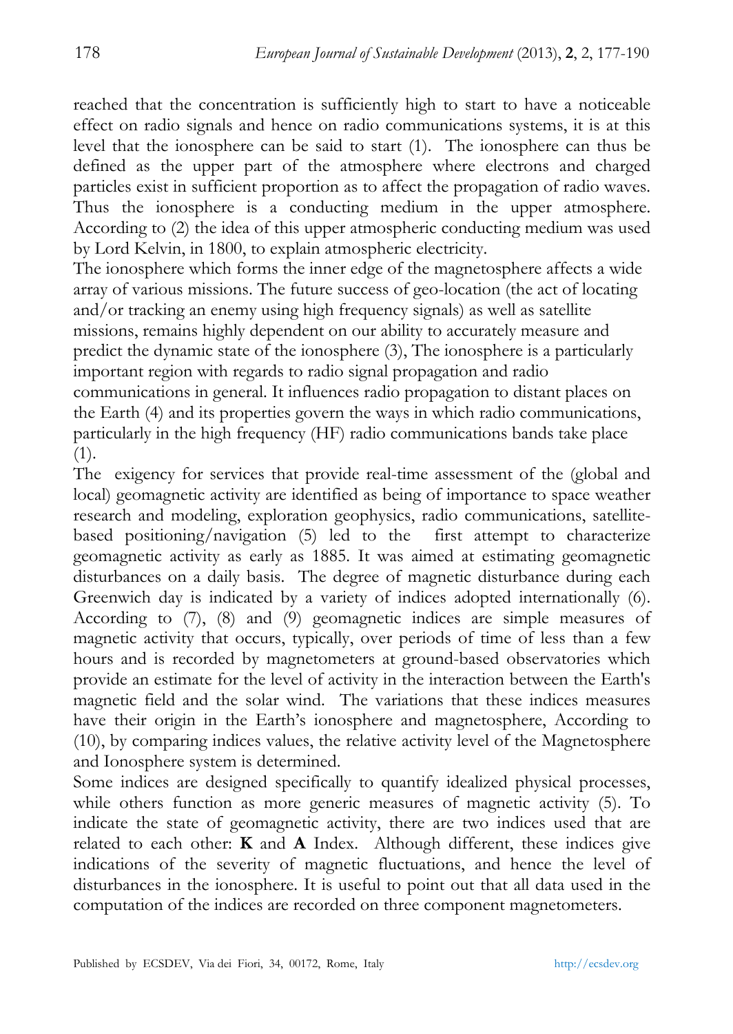reached that the concentration is sufficiently high to start to have a noticeable effect on radio signals and hence on radio communications systems, it is at this level that the ionosphere can be said to start (1). The ionosphere can thus be defined as the upper part of the atmosphere where electrons and charged particles exist in sufficient proportion as to affect the propagation of radio waves. Thus the ionosphere is a conducting medium in the upper atmosphere. According to (2) the idea of this upper atmospheric conducting medium was used by Lord Kelvin, in 1800, to explain atmospheric electricity.

The ionosphere which forms the inner edge of the magnetosphere affects a wide array of various missions. The future success of geo-location (the act of locating and/or tracking an enemy using high frequency signals) as well as satellite missions, remains highly dependent on our ability to accurately measure and predict the dynamic state of the ionosphere (3), The ionosphere is a particularly important region with regards to radio signal propagation and radio communications in general. It influences radio propagation to distant places on the Earth (4) and its properties govern the ways in which radio communications, particularly in the high frequency (HF) radio communications bands take place (1).

The exigency for services that provide real-time assessment of the (global and local) geomagnetic activity are identified as being of importance to space weather research and modeling, exploration geophysics, radio communications, satellite-based positioning/navigation (5) led to the first attempt to characterize geomagnetic activity as early as 1885. It was aimed at estimating geomagnetic disturbances on a daily basis. The degree of magnetic disturbance during each Greenwich day is indicated by a variety of indices adopted internationally (6). According to (7), (8) and (9) geomagnetic indices are simple measures of magnetic activity that occurs, typically, over periods of time of less than a few hours and is recorded by magnetometers at ground-based observatories which provide an estimate for the level of activity in the interaction between the Earth's magnetic field and the solar wind. The variations that these indices measures have their origin in the Earth's ionosphere and magnetosphere, According to (10), by comparing indices values, the relative activity level of the Magnetosphere and Ionosphere system is determined.

Some indices are designed specifically to quantify idealized physical processes, while others function as more generic measures of magnetic activity (5). To indicate the state of geomagnetic activity, there are two indices used that are related to each other: **K** and **A** Index. Although different, these indices give indications of the severity of magnetic fluctuations, and hence the level of disturbances in the ionosphere. It is useful to point out that all data used in the computation of the indices are recorded on three component magnetometers.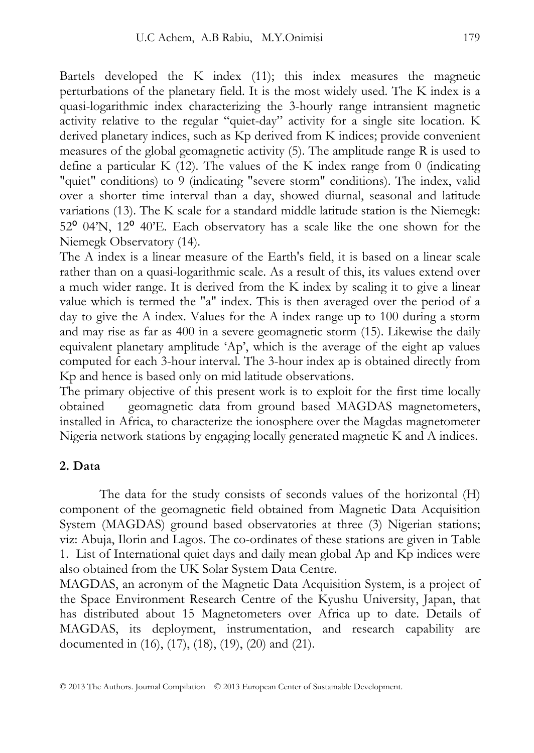Bartels developed the K index (11); this index measures the magnetic perturbations of the planetary field. It is the most widely used. The K index is a quasi-logarithmic index characterizing the 3-hourly range intransient magnetic activity relative to the regular "quiet-day" activity for a single site location. K derived planetary indices, such as Kp derived from K indices; provide convenient measures of the global geomagnetic activity (5). The amplitude range R is used to define a particular K (12). The values of the K index range from 0 (indicating "quiet" conditions) to 9 (indicating "severe storm" conditions). The index, valid over a shorter time interval than a day, showed diurnal, seasonal and latitude variations (13). The K scale for a standard middle latitude station is the Niemegk: 52$^{o}$ 04'N, 12$^{o}$ 40'E. Each observatory has a scale like the one shown for the Niemegk Observatory (14).

The A index is a linear measure of the Earth's field, it is based on a linear scale rather than on a quasi-logarithmic scale. As a result of this, its values extend over a much wider range. It is derived from the K index by scaling it to give a linear value which is termed the "a" index. This is then averaged over the period of a day to give the A index. Values for the A index range up to 100 during a storm and may rise as far as 400 in a severe geomagnetic storm (15). Likewise the daily equivalent planetary amplitude 'Ap', which is the average of the eight ap values computed for each 3-hour interval. The 3-hour index ap is obtained directly from Kp and hence is based only on mid latitude observations.

The primary objective of this present work is to exploit for the first time locally obtained geomagnetic data from ground based MAGDAS magnetometers, installed in Africa, to characterize the ionosphere over the Magdas magnetometer Nigeria network stations by engaging locally generated magnetic K and A indices.

## 2. Data

The data for the study consists of seconds values of the horizontal (H) component of the geomagnetic field obtained from Magnetic Data Acquisition System (MAGDAS) ground based observatories at three (3) Nigerian stations; viz: Abuja, Ilorin and Lagos. The co-ordinates of these stations are given in Table 1. List of International quiet days and daily mean global Ap and Kp indices were also obtained from the UK Solar System Data Centre.

MAGDAS, an acronym of the Magnetic Data Acquisition System, is a project of the Space Environment Research Centre of the Kyushu University, Japan, that has distributed about 15 Magnetometers over Africa up to date. Details of MAGDAS, its deployment, instrumentation, and research capability are documented in (16), (17), (18), (19), (20) and (21).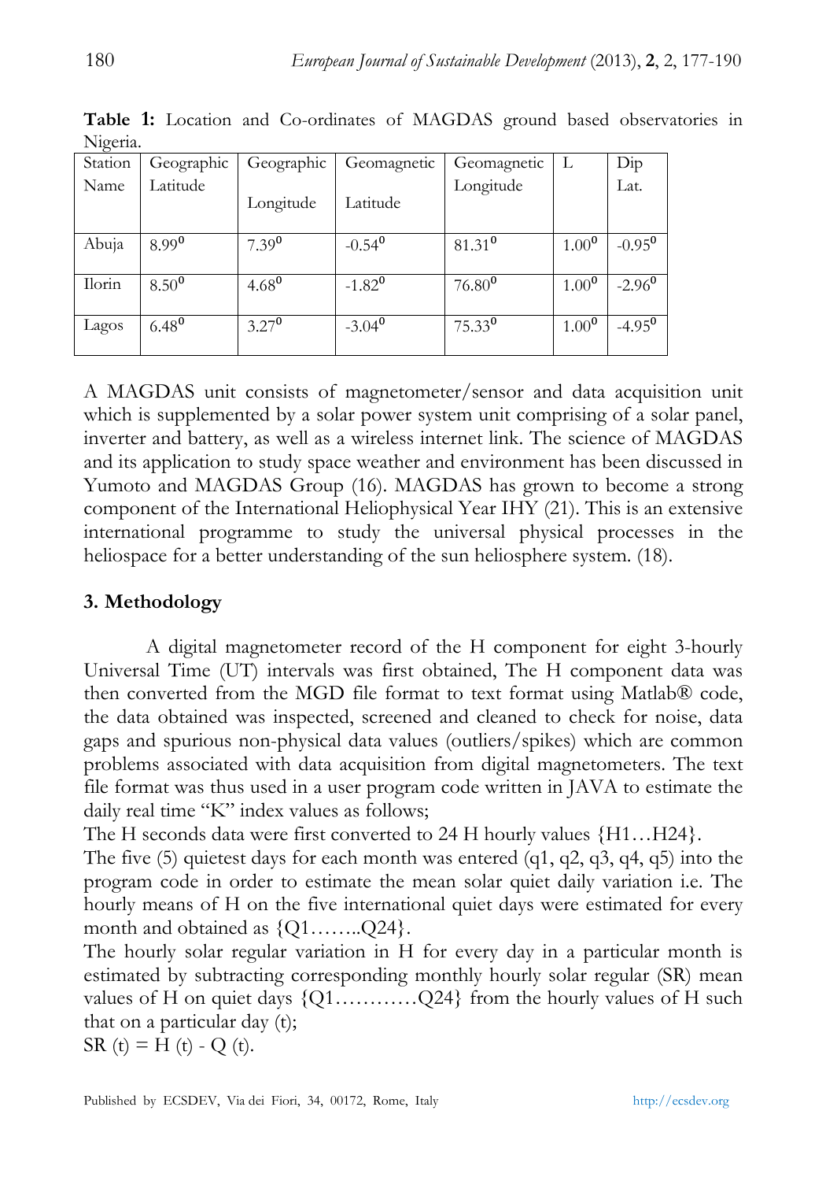**Table 1:** Location and Co-ordinates of MAGDAS ground based observatories in Nigeria.

| Station Name | Geographic Latitude | Geographic Longitude | Geomagnetic Latitude | Geomagnetic Longitude | L | Dip Lat. |
|---|---|---|---|---|---|---|
| Abuja | $8.99^0$ | $7.39^0$ | $-0.54^0$ | $81.31^0$ | $1.00^0$ | $-0.95^0$ |
| Ilorin | $8.50^0$ | $4.68^0$ | $-1.82^0$ | $76.80^0$ | $1.00^0$ | $-2.96^0$ |
| Lagos | $6.48^0$ | $3.27^0$ | $-3.04^0$ | $75.33^0$ | $1.00^0$ | $-4.95^0$ |

A MAGDAS unit consists of magnetometer/sensor and data acquisition unit which is supplemented by a solar power system unit comprising of a solar panel, inverter and battery, as well as a wireless internet link. The science of MAGDAS and its application to study space weather and environment has been discussed in Yumoto and MAGDAS Group (16). MAGDAS has grown to become a strong component of the International Heliophysical Year IHY (21). This is an extensive international programme to study the universal physical processes in the heliospace for a better understanding of the sun heliosphere system. (18).

## 3. Methodology

A digital magnetometer record of the H component for eight 3-hourly Universal Time (UT) intervals was first obtained, The H component data was then converted from the MGD file format to text format using Matlab® code, the data obtained was inspected, screened and cleaned to check for noise, data gaps and spurious non-physical data values (outliers/spikes) which are common problems associated with data acquisition from digital magnetometers. The text file format was thus used in a user program code written in JAVA to estimate the daily real time "K" index values as follows;

The H seconds data were first converted to 24 H hourly values {H1…H24}.

The five (5) quietest days for each month was entered (q1, q2, q3, q4, q5) into the program code in order to estimate the mean solar quiet daily variation i.e. The hourly means of H on the five international quiet days were estimated for every month and obtained as {Q1……..Q24}.

The hourly solar regular variation in H for every day in a particular month is estimated by subtracting corresponding monthly hourly solar regular (SR) mean values of H on quiet days {Q1…………Q24} from the hourly values of H such that on a particular day (t);

SR (t) = H (t) - Q (t).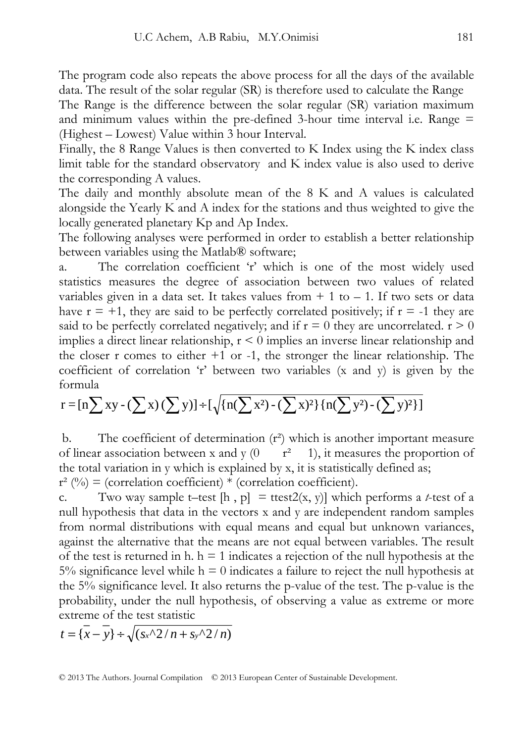The program code also repeats the above process for all the days of the available data. The result of the solar regular (SR) is therefore used to calculate the Range

The Range is the difference between the solar regular (SR) variation maximum and minimum values within the pre-defined 3-hour time interval i.e. Range = (Highest – Lowest) Value within 3 hour Interval.

Finally, the 8 Range Values is then converted to K Index using the K index class limit table for the standard observatory and K index value is also used to derive the corresponding A values.

The daily and monthly absolute mean of the 8 K and A values is calculated alongside the Yearly K and A index for the stations and thus weighted to give the locally generated planetary Kp and Ap Index.

The following analyses were performed in order to establish a better relationship between variables using the Matlab® software;

a. The correlation coefficient 'r' which is one of the most widely used statistics measures the degree of association between two values of related variables given in a data set. It takes values from + 1 to – 1. If two sets or data have r = +1, they are said to be perfectly correlated positively; if r = -1 they are said to be perfectly correlated negatively; and if r = 0 they are uncorrelated. r > 0 implies a direct linear relationship, r < 0 implies an inverse linear relationship and the closer r comes to either +1 or -1, the stronger the linear relationship. The coefficient of correlation 'r' between two variables (x and y) is given by the formula

$$r = [n\sum xy - (\sum x)(\sum y)] \div [\sqrt{\{n(\sum x^2) - (\sum x)^2\}\{n(\sum y^2) - (\sum y)^2\}}]$$

b. The coefficient of determination ($r^2$) which is another important measure of linear association between x and y (0 $r^2$ 1), it measures the proportion of the total variation in y which is explained by x, it is statistically defined as;

$r^2$ (%) = (correlation coefficient) * (correlation coefficient).

c. Two way sample t–test [h , p] = ttest2(x, y)] which performs a *t*-test of a null hypothesis that data in the vectors x and y are independent random samples from normal distributions with equal means and equal but unknown variances, against the alternative that the means are not equal between variables. The result of the test is returned in h. h = 1 indicates a rejection of the null hypothesis at the 5% significance level while h = 0 indicates a failure to reject the null hypothesis at the 5% significance level. It also returns the p-value of the test. The p-value is the probability, under the null hypothesis, of observing a value as extreme or more extreme of the test statistic

$$t = \{\bar{x} - \bar{y}\} \div \sqrt{(s_x{}^\wedge 2/n + s_y{}^\wedge 2/n)}$$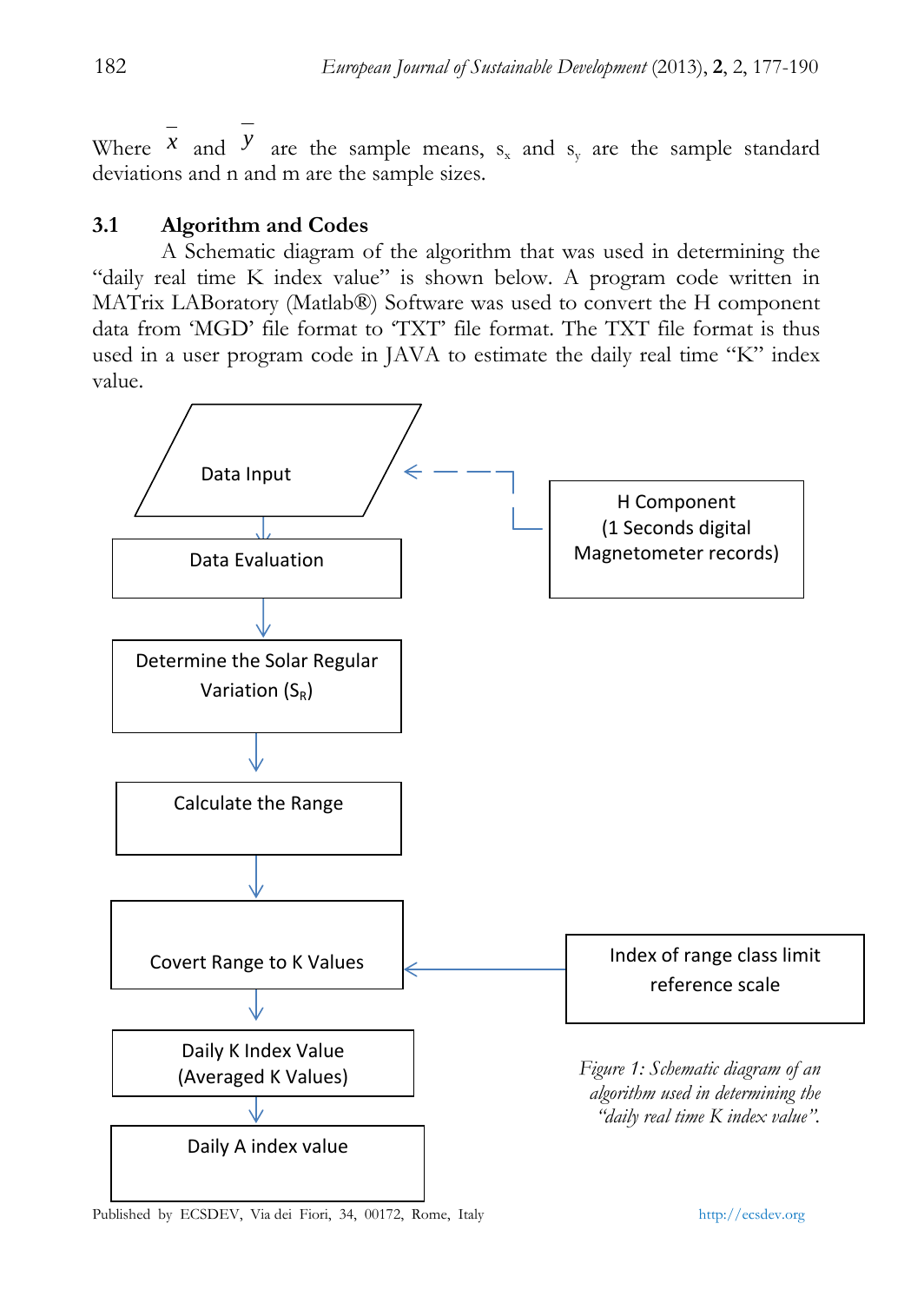Where $\bar{x}$ and $\bar{y}$ are the sample means, $s_x$ and $s_y$ are the sample standard deviations and n and m are the sample sizes.

### 3.1 Algorithm and Codes

A Schematic diagram of the algorithm that was used in determining the "daily real time K index value" is shown below. A program code written in MATrix LABoratory (Matlab®) Software was used to convert the H component data from 'MGD' file format to 'TXT' file format. The TXT file format is thus used in a user program code in JAVA to estimate the daily real time "K" index value.

Data Input

H Component (1 Seconds digital Magnetometer records)

Data Evaluation

Determine the Solar Regular Variation ($S_R$)

Calculate the Range

Covert Range to K Values

Index of range class limit reference scale

Daily K Index Value (Averaged K Values)

Daily A index value

*Figure 1: Schematic diagram of an algorithm used in determining the "daily real time K index value".*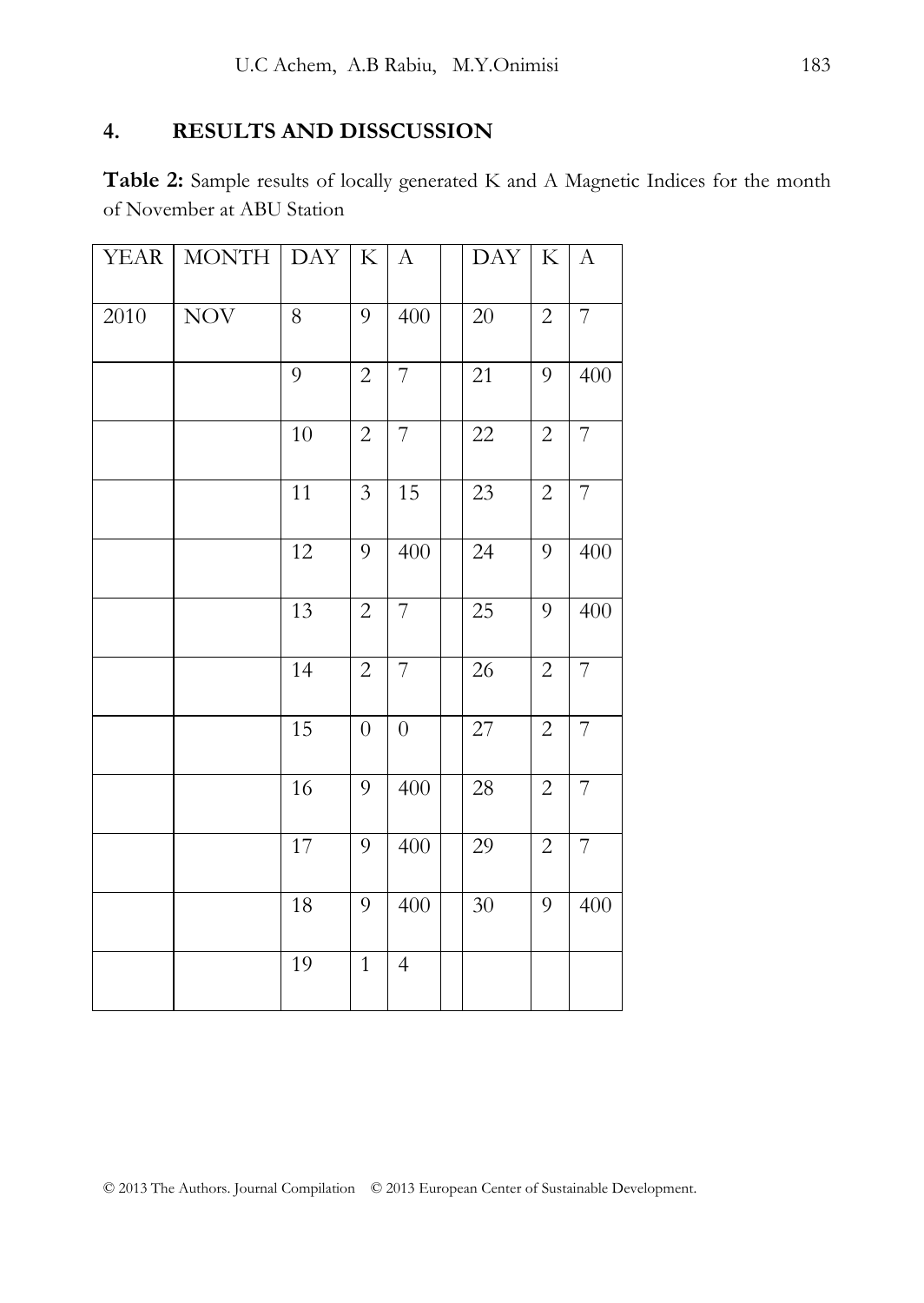## 4. RESULTS AND DISSCUSSION

**Table 2:** Sample results of locally generated K and A Magnetic Indices for the month of November at ABU Station

| YEAR | MONTH | DAY | K | A | | DAY | K | A |
|---|---|---|---|---|---|---|---|---|
| 2010 | NOV | 8 | 9 | 400 | | 20 | 2 | 7 |
| | | 9 | 2 | 7 | | 21 | 9 | 400 |
| | | 10 | 2 | 7 | | 22 | 2 | 7 |
| | | 11 | 3 | 15 | | 23 | 2 | 7 |
| | | 12 | 9 | 400 | | 24 | 9 | 400 |
| | | 13 | 2 | 7 | | 25 | 9 | 400 |
| | | 14 | 2 | 7 | | 26 | 2 | 7 |
| | | 15 | 0 | 0 | | 27 | 2 | 7 |
| | | 16 | 9 | 400 | | 28 | 2 | 7 |
| | | 17 | 9 | 400 | | 29 | 2 | 7 |
| | | 18 | 9 | 400 | | 30 | 9 | 400 |
| | | 19 | 1 | 4 | | | | |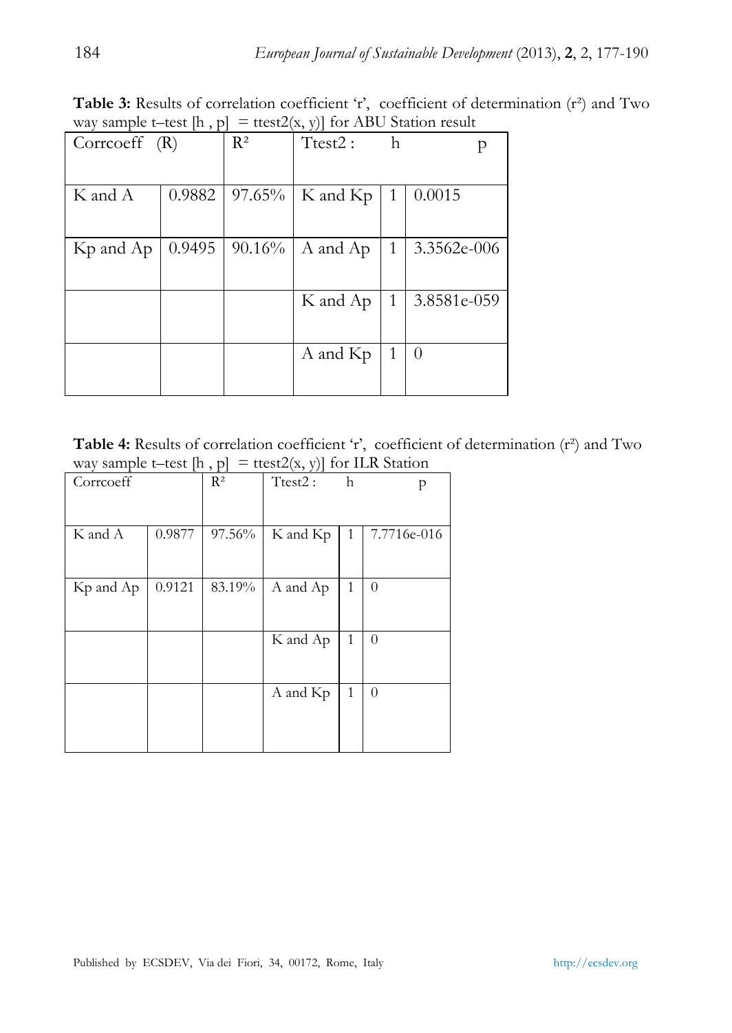**Table 3:** Results of correlation coefficient 'r', coefficient of determination ($r^2$) and Two way sample t–test [h , p] = ttest2(x, y)] for ABU Station result

| Corrcoeff (R) | | $R^2$ | Ttest2 : | h | p |
|---|---|---|---|---|---|
| K and A | 0.9882 | 97.65% | K and Kp | 1 | 0.0015 |
| Kp and Ap | 0.9495 | 90.16% | A and Ap | 1 | 3.3562e-006 |
| | | | K and Ap | 1 | 3.8581e-059 |
| | | | A and Kp | 1 | 0 |

**Table 4:** Results of correlation coefficient 'r', coefficient of determination ($r^2$) and Two way sample t–test [h , p] = ttest2(x, y)] for ILR Station

| Corrcoeff | | $R^2$ | Ttest2 : | h | p |
|---|---|---|---|---|---|
| K and A | 0.9877 | 97.56% | K and Kp | 1 | 7.7716e-016 |
| Kp and Ap | 0.9121 | 83.19% | A and Ap | 1 | 0 |
| | | | K and Ap | 1 | 0 |
| | | | A and Kp | 1 | 0 |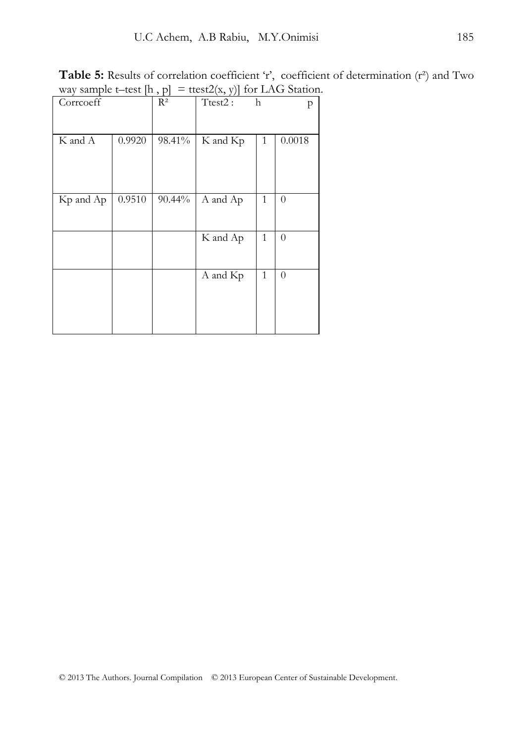**Table 5:** Results of correlation coefficient 'r', coefficient of determination ($r^2$) and Two way sample t–test [h , p] = ttest2(x, y)] for LAG Station.

| Corrcoeff | | $R^2$ | Ttest2 : | h | p |
|---|---|---|---|---|---|
| K and A | 0.9920 | 98.41% | K and Kp | 1 | 0.0018 |
| Kp and Ap | 0.9510 | 90.44% | A and Ap | 1 | 0 |
| | | | K and Ap | 1 | 0 |
| | | | A and Kp | 1 | 0 |

© 2013 The Authors. Journal Compilation © 2013 European Center of Sustainable Development.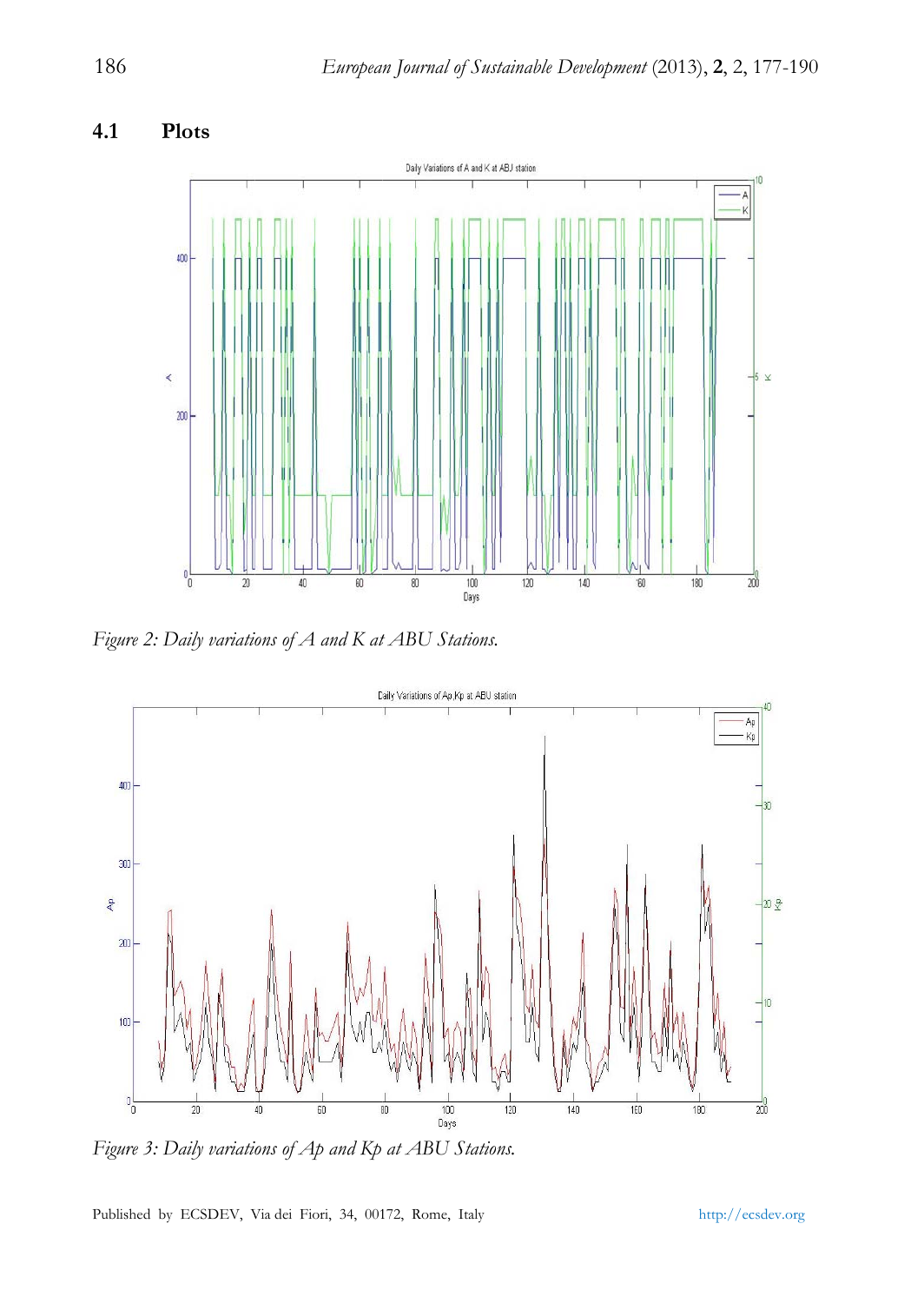## 4.1 Plots

*Figure 2: Daily variations of A and K at ABU Stations.*

*Figure 3: Daily variations of Ap and Kp at ABU Stations.*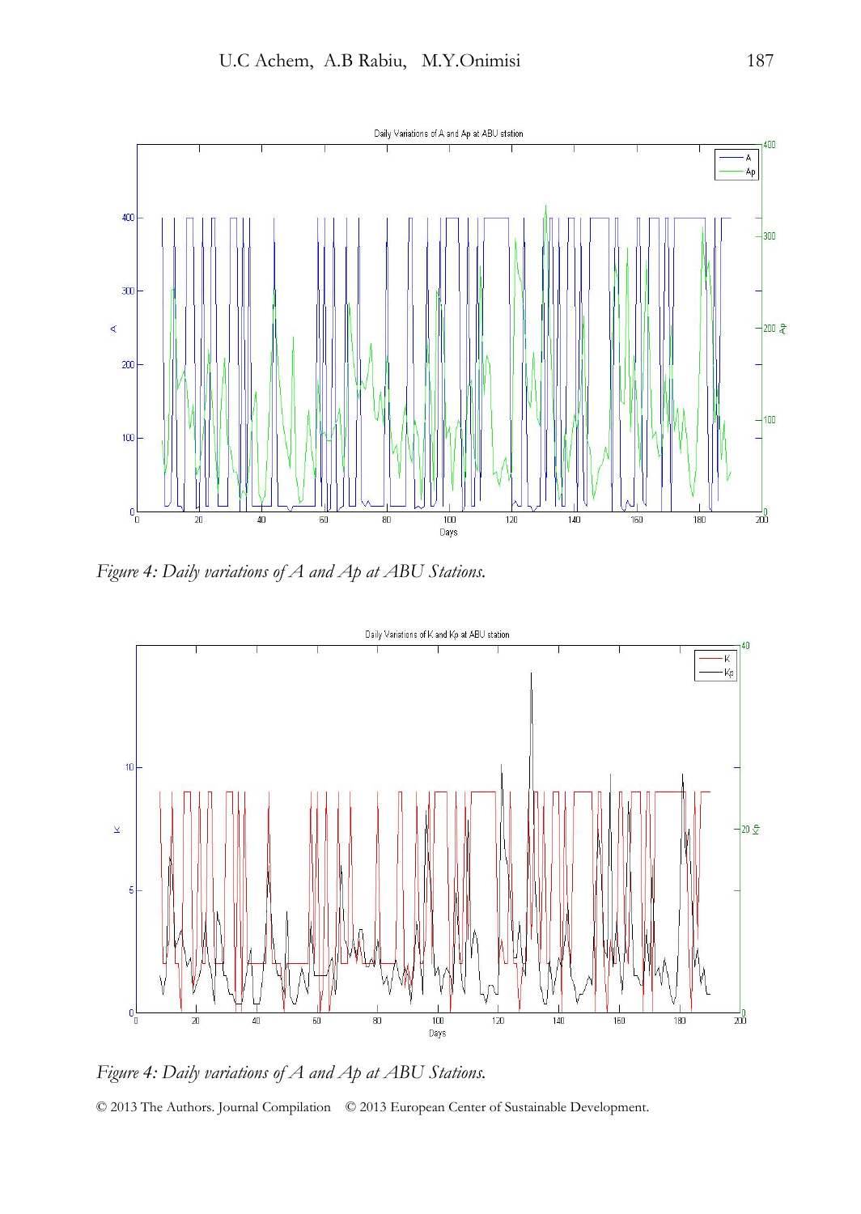*Figure 4: Daily variations of A and Ap at ABU Stations.*

*Figure 4: Daily variations of A and Ap at ABU Stations.*

© 2013 The Authors. Journal Compilation © 2013 European Center of Sustainable Development.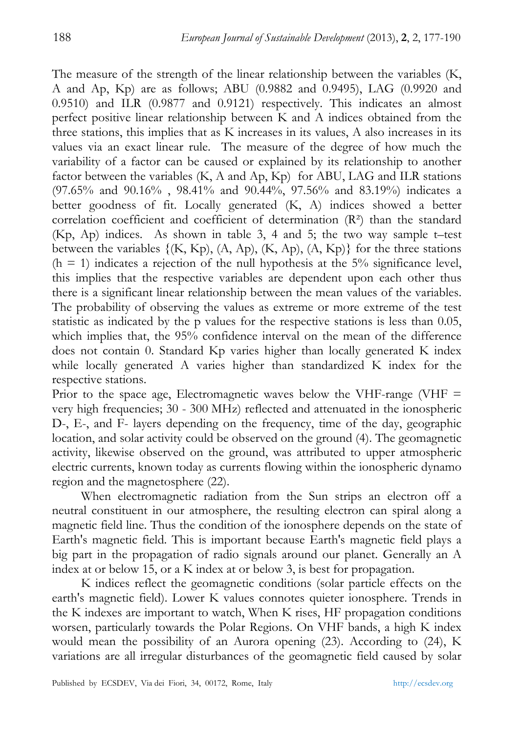The measure of the strength of the linear relationship between the variables (K, A and Ap, Kp) are as follows; ABU (0.9882 and 0.9495), LAG (0.9920 and 0.9510) and ILR (0.9877 and 0.9121) respectively. This indicates an almost perfect positive linear relationship between K and A indices obtained from the three stations, this implies that as K increases in its values, A also increases in its values via an exact linear rule. The measure of the degree of how much the variability of a factor can be caused or explained by its relationship to another factor between the variables (K, A and Ap, Kp) for ABU, LAG and ILR stations (97.65% and 90.16% , 98.41% and 90.44%, 97.56% and 83.19%) indicates a better goodness of fit. Locally generated (K, A) indices showed a better correlation coefficient and coefficient of determination ($R^2$) than the standard (Kp, Ap) indices. As shown in table 3, 4 and 5; the two way sample t–test between the variables {(K, Kp), (A, Ap), (K, Ap), (A, Kp)} for the three stations ($h = 1$) indicates a rejection of the null hypothesis at the 5% significance level, this implies that the respective variables are dependent upon each other thus there is a significant linear relationship between the mean values of the variables. The probability of observing the values as extreme or more extreme of the test statistic as indicated by the p values for the respective stations is less than 0.05, which implies that, the 95% confidence interval on the mean of the difference does not contain 0. Standard Kp varies higher than locally generated K index while locally generated A varies higher than standardized K index for the respective stations.

Prior to the space age, Electromagnetic waves below the VHF-range (VHF = very high frequencies; 30 - 300 MHz) reflected and attenuated in the ionospheric D-, E-, and F- layers depending on the frequency, time of the day, geographic location, and solar activity could be observed on the ground (4). The geomagnetic activity, likewise observed on the ground, was attributed to upper atmospheric electric currents, known today as currents flowing within the ionospheric dynamo region and the magnetosphere (22).

When electromagnetic radiation from the Sun strips an electron off a neutral constituent in our atmosphere, the resulting electron can spiral along a magnetic field line. Thus the condition of the ionosphere depends on the state of Earth's magnetic field. This is important because Earth's magnetic field plays a big part in the propagation of radio signals around our planet. Generally an A index at or below 15, or a K index at or below 3, is best for propagation.

K indices reflect the geomagnetic conditions (solar particle effects on the earth's magnetic field). Lower K values connotes quieter ionosphere. Trends in the K indexes are important to watch, When K rises, HF propagation conditions worsen, particularly towards the Polar Regions. On VHF bands, a high K index would mean the possibility of an Aurora opening (23). According to (24), K variations are all irregular disturbances of the geomagnetic field caused by solar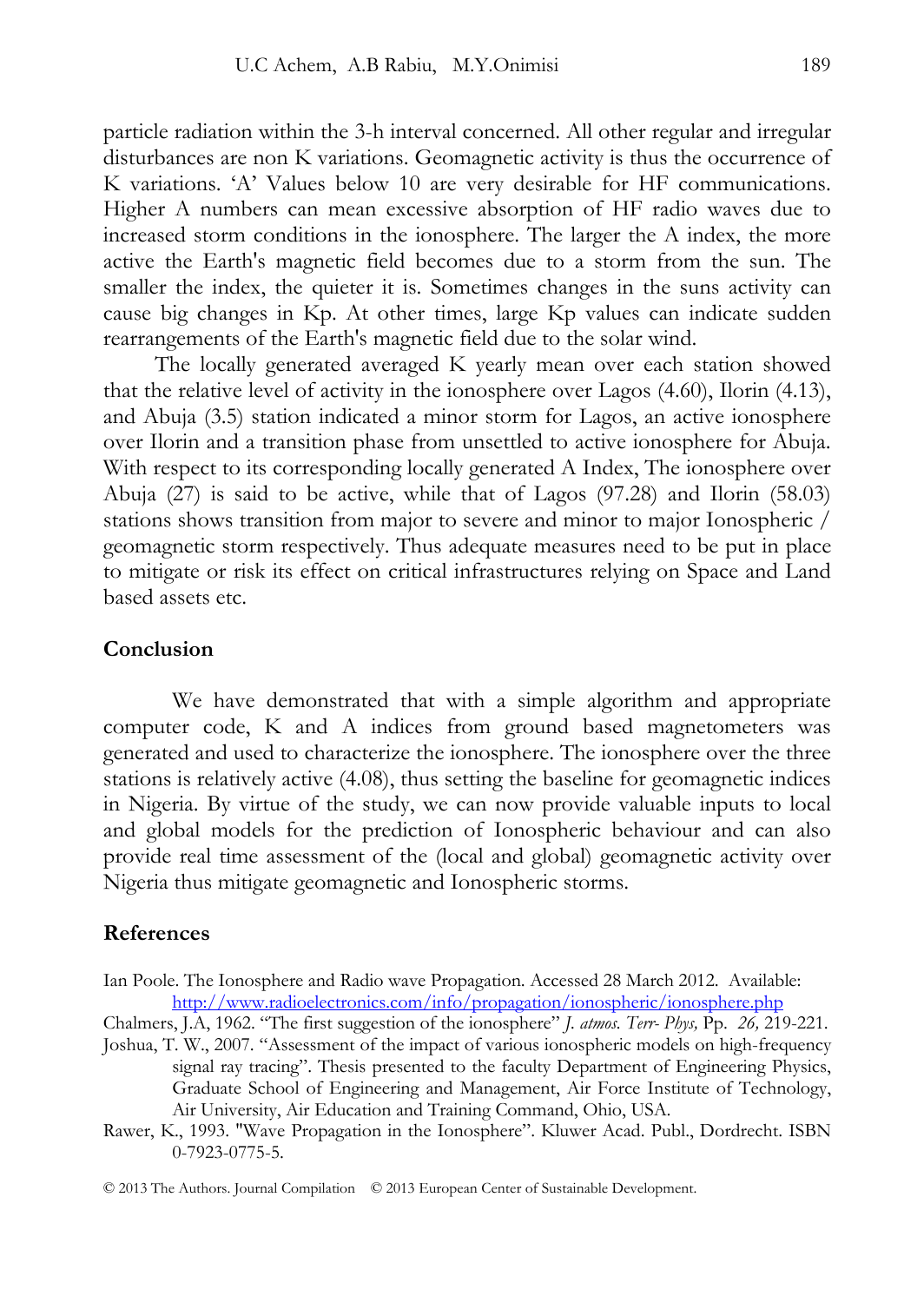particle radiation within the 3-h interval concerned. All other regular and irregular disturbances are non K variations. Geomagnetic activity is thus the occurrence of K variations. 'A' Values below 10 are very desirable for HF communications. Higher A numbers can mean excessive absorption of HF radio waves due to increased storm conditions in the ionosphere. The larger the A index, the more active the Earth's magnetic field becomes due to a storm from the sun. The smaller the index, the quieter it is. Sometimes changes in the suns activity can cause big changes in Kp. At other times, large Kp values can indicate sudden rearrangements of the Earth's magnetic field due to the solar wind.

The locally generated averaged K yearly mean over each station showed that the relative level of activity in the ionosphere over Lagos (4.60), Ilorin (4.13), and Abuja (3.5) station indicated a minor storm for Lagos, an active ionosphere over Ilorin and a transition phase from unsettled to active ionosphere for Abuja. With respect to its corresponding locally generated A Index, The ionosphere over Abuja (27) is said to be active, while that of Lagos (97.28) and Ilorin (58.03) stations shows transition from major to severe and minor to major Ionospheric / geomagnetic storm respectively. Thus adequate measures need to be put in place to mitigate or risk its effect on critical infrastructures relying on Space and Land based assets etc.

## Conclusion

We have demonstrated that with a simple algorithm and appropriate computer code, K and A indices from ground based magnetometers was generated and used to characterize the ionosphere. The ionosphere over the three stations is relatively active (4.08), thus setting the baseline for geomagnetic indices in Nigeria. By virtue of the study, we can now provide valuable inputs to local and global models for the prediction of Ionospheric behaviour and can also provide real time assessment of the (local and global) geomagnetic activity over Nigeria thus mitigate geomagnetic and Ionospheric storms.

## References

Ian Poole. The Ionosphere and Radio wave Propagation. Accessed 28 March 2012. Available: http://www.radioelectronics.com/info/propagation/ionospheric/ionosphere.php

Chalmers, J.A, 1962. "The first suggestion of the ionosphere" *J. atmos. Terr- Phys,* Pp. *26,* 219-221.

Joshua, T. W., 2007. "Assessment of the impact of various ionospheric models on high-frequency signal ray tracing". Thesis presented to the faculty Department of Engineering Physics, Graduate School of Engineering and Management, Air Force Institute of Technology, Air University, Air Education and Training Command, Ohio, USA.

Rawer, K., 1993. "Wave Propagation in the Ionosphere". Kluwer Acad. Publ., Dordrecht. ISBN 0-7923-0775-5.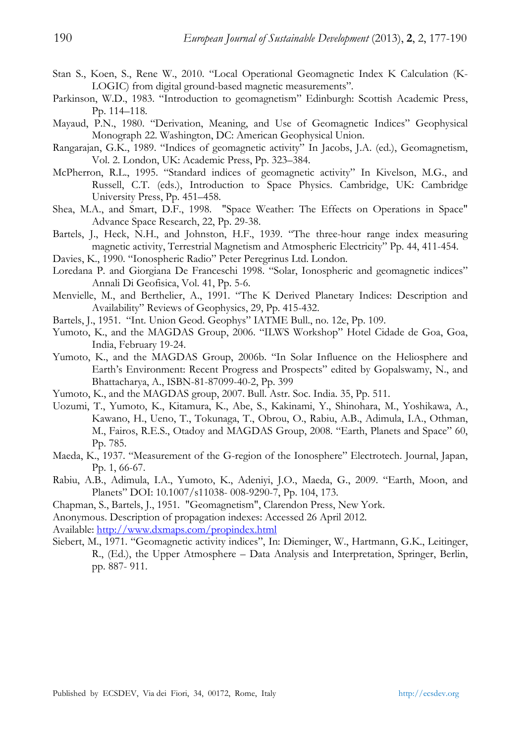Stan S., Koen, S., Rene W., 2010. "Local Operational Geomagnetic Index K Calculation (K-LOGIC) from digital ground-based magnetic measurements".

Parkinson, W.D., 1983. "Introduction to geomagnetism" Edinburgh: Scottish Academic Press, Pp. 114–118.

Mayaud, P.N., 1980. "Derivation, Meaning, and Use of Geomagnetic Indices" Geophysical Monograph 22. Washington, DC: American Geophysical Union.

Rangarajan, G.K., 1989. "Indices of geomagnetic activity" In Jacobs, J.A. (ed.), Geomagnetism, Vol. 2. London, UK: Academic Press, Pp. 323–384.

McPherron, R.L., 1995. "Standard indices of geomagnetic activity" In Kivelson, M.G., and Russell, C.T. (eds.), Introduction to Space Physics. Cambridge, UK: Cambridge University Press, Pp. 451–458.

Shea, M.A., and Smart, D.F., 1998. "Space Weather: The Effects on Operations in Space" Advance Space Research, 22, Pp. 29-38.

Bartels, J., Heck, N.H., and Johnston, H.F., 1939. "The three-hour range index measuring magnetic activity, Terrestrial Magnetism and Atmospheric Electricity" Pp. 44, 411-454.

Davies, K., 1990. "Ionospheric Radio" Peter Peregrinus Ltd. London.

Loredana P. and Giorgiana De Franceschi 1998. "Solar, Ionospheric and geomagnetic indices" Annali Di Geofisica, Vol. 41, Pp. 5-6.

Menvielle, M., and Berthelier, A., 1991. "The K Derived Planetary Indices: Description and Availability" Reviews of Geophysics, 29, Pp. 415-432.

Bartels, J., 1951. "Int. Union Geod. Geophys" IATME Bull., no. 12e, Pp. 109.

Yumoto, K., and the MAGDAS Group, 2006. "ILWS Workshop" Hotel Cidade de Goa, Goa, India, February 19-24.

Yumoto, K., and the MAGDAS Group, 2006b. "In Solar Influence on the Heliosphere and Earth's Environment: Recent Progress and Prospects" edited by Gopalswamy, N., and Bhattacharya, A., ISBN-81-87099-40-2, Pp. 399

Yumoto, K., and the MAGDAS group, 2007. Bull. Astr. Soc. India. 35, Pp. 511.

Uozumi, T., Yumoto, K., Kitamura, K., Abe, S., Kakinami, Y., Shinohara, M., Yoshikawa, A., Kawano, H., Ueno, T., Tokunaga, T., Obrou, O., Rabiu, A.B., Adimula, I.A., Othman, M., Fairos, R.E.S., Otadoy and MAGDAS Group, 2008. "Earth, Planets and Space" 60, Pp. 785.

Maeda, K., 1937. "Measurement of the G-region of the Ionosphere" Electrotech. Journal, Japan, Pp. 1, 66-67.

Rabiu, A.B., Adimula, I.A., Yumoto, K., Adeniyi, J.O., Maeda, G., 2009. "Earth, Moon, and Planets" DOI: 10.1007/s11038- 008-9290-7, Pp. 104, 173.

Chapman, S., Bartels, J., 1951. "Geomagnetism", Clarendon Press, New York.

Anonymous. Description of propagation indexes: Accessed 26 April 2012.

Available: http://www.dxmaps.com/propindex.html

Siebert, M., 1971. "Geomagnetic activity indices", In: Dieminger, W., Hartmann, G.K., Leitinger, R., (Ed.), the Upper Atmosphere – Data Analysis and Interpretation, Springer, Berlin, pp. 887- 911.